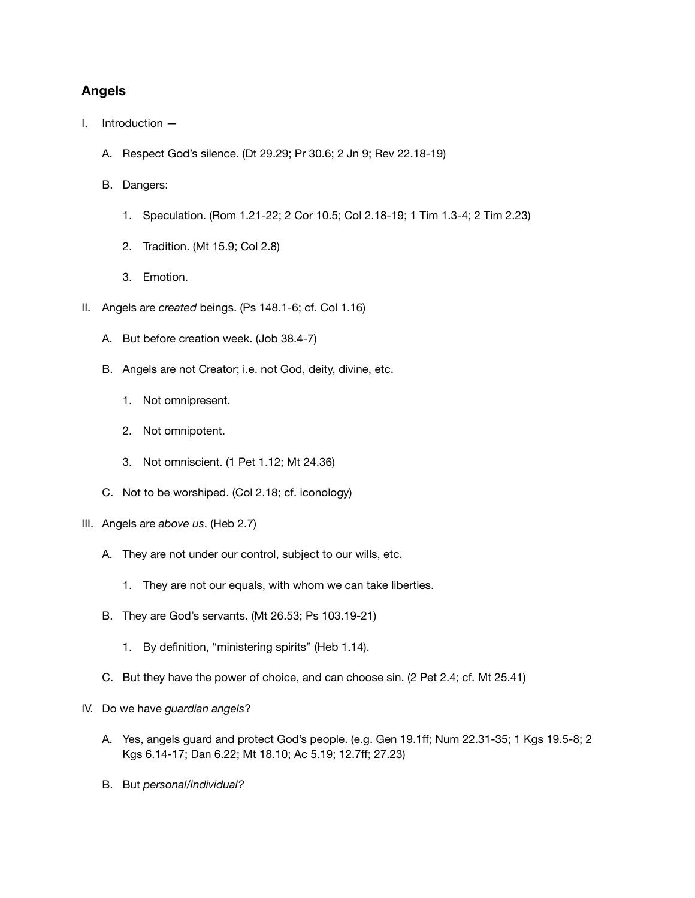## Angels

I. Introduction —

   A. Respect God's silence. (Dt 29.29; Pr 30.6; 2 Jn 9; Rev 22.18-19)

   B. Dangers:

      1. Speculation. (Rom 1.21-22; 2 Cor 10.5; Col 2.18-19; 1 Tim 1.3-4; 2 Tim 2.23)

      2. Tradition. (Mt 15.9; Col 2.8)

      3. Emotion.

II. Angels are *created* beings. (Ps 148.1-6; cf. Col 1.16)

   A. But before creation week. (Job 38.4-7)

   B. Angels are not Creator; i.e. not God, deity, divine, etc.

      1. Not omnipresent.

      2. Not omnipotent.

      3. Not omniscient. (1 Pet 1.12; Mt 24.36)

   C. Not to be worshiped. (Col 2.18; cf. iconology)

III. Angels are *above us*. (Heb 2.7)

   A. They are not under our control, subject to our wills, etc.

      1. They are not our equals, with whom we can take liberties.

   B. They are God's servants. (Mt 26.53; Ps 103.19-21)

      1. By definition, "ministering spirits" (Heb 1.14).

   C. But they have the power of choice, and can choose sin. (2 Pet 2.4; cf. Mt 25.41)

IV. Do we have *guardian angels*?

   A. Yes, angels guard and protect God's people. (e.g. Gen 19.1ff; Num 22.31-35; 1 Kgs 19.5-8; 2 Kgs 6.14-17; Dan 6.22; Mt 18.10; Ac 5.19; 12.7ff; 27.23)

   B. But *personal/individual?*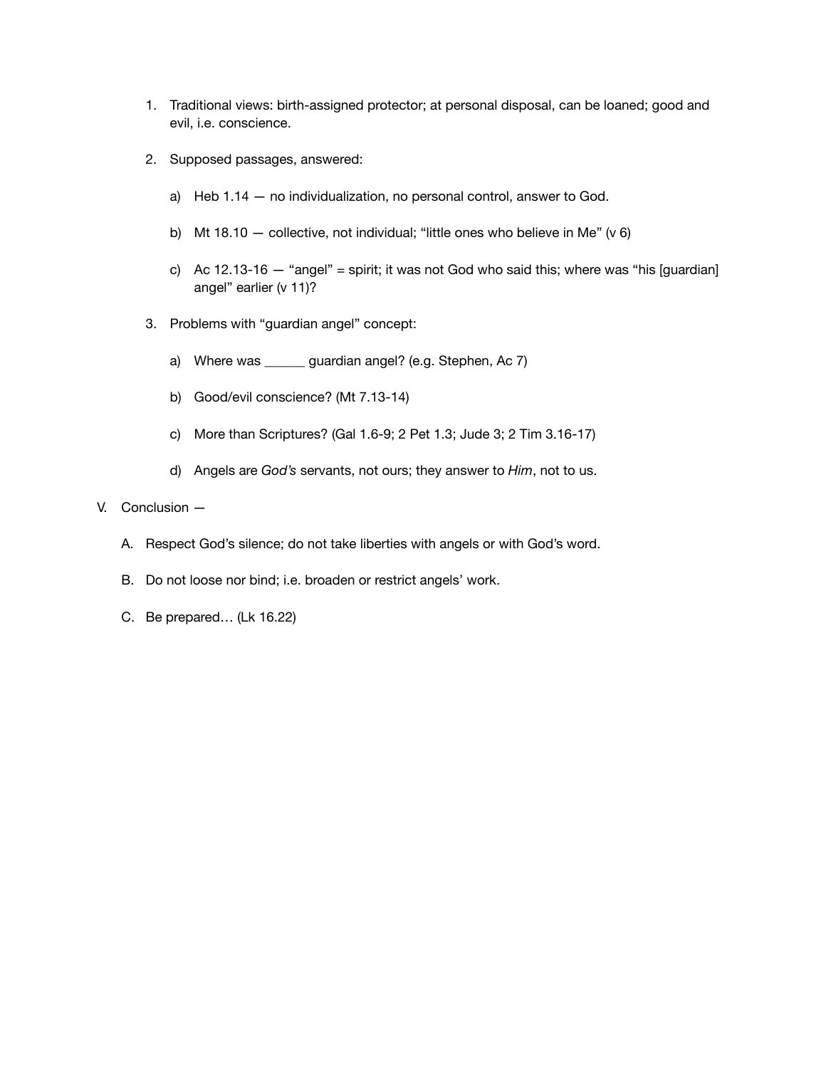1. Traditional views: birth-assigned protector; at personal disposal, can be loaned; good and evil, i.e. conscience.

2. Supposed passages, answered:

    a) Heb 1.14 — no individualization, no personal control, answer to God.

    b) Mt 18.10 — collective, not individual; “little ones who believe in Me” (v 6)

    c) Ac 12.13-16 — “angel” = spirit; it was not God who said this; where was “his [guardian] angel” earlier (v 11)?

3. Problems with “guardian angel” concept:

    a) Where was ______ guardian angel? (e.g. Stephen, Ac 7)

    b) Good/evil conscience? (Mt 7.13-14)

    c) More than Scriptures? (Gal 1.6-9; 2 Pet 1.3; Jude 3; 2 Tim 3.16-17)

    d) Angels are *God’s* servants, not ours; they answer to *Him*, not to us.

V. Conclusion —

A. Respect God’s silence; do not take liberties with angels or with God’s word.

B. Do not loose nor bind; i.e. broaden or restrict angels’ work.

C. Be prepared… (Lk 16.22)